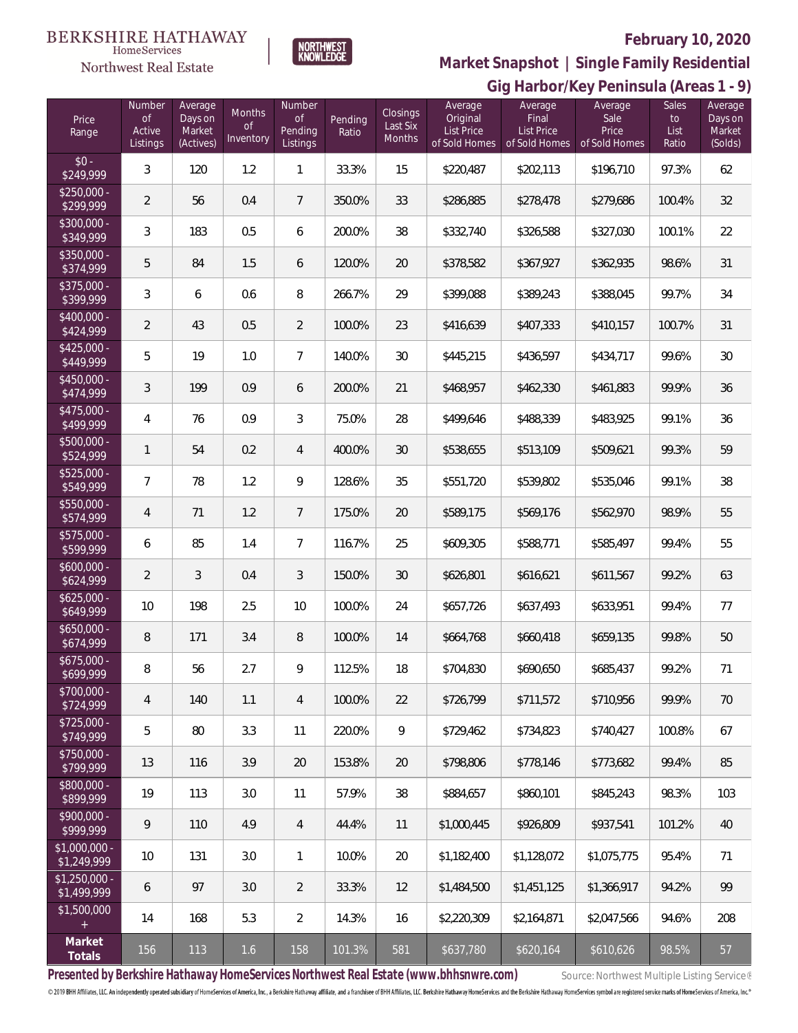BERKSHIRE HATHAWAY HomeServices Northwest Real Estate | NORTHWEST KNOWLEDGE

**February 10, 2020**

## Market Snapshot | Single Family Residential

### Gig Harbor/Key Peninsula (Areas 1 - 9)

| Price Range | Number of Active Listings | Average Days on Market (Actives) | Months of Inventory | Number of Pending Listings | Pending Ratio | Closings Last Six Months | Average Original List Price of Sold Homes | Average Final List Price of Sold Homes | Average Sale Price of Sold Homes | Sales to List Ratio | Average Days on Market (Solds) |
|---|---|---|---|---|---|---|---|---|---|---|---|
| $0 - $249,999 | 3 | 120 | 1.2 | 1 | 33.3% | 15 | $220,487 | $202,113 | $196,710 | 97.3% | 62 |
| $250,000 - $299,999 | 2 | 56 | 0.4 | 7 | 350.0% | 33 | $286,885 | $278,478 | $279,686 | 100.4% | 32 |
| $300,000 - $349,999 | 3 | 183 | 0.5 | 6 | 200.0% | 38 | $332,740 | $326,588 | $327,030 | 100.1% | 22 |
| $350,000 - $374,999 | 5 | 84 | 1.5 | 6 | 120.0% | 20 | $378,582 | $367,927 | $362,935 | 98.6% | 31 |
| $375,000 - $399,999 | 3 | 6 | 0.6 | 8 | 266.7% | 29 | $399,088 | $389,243 | $388,045 | 99.7% | 34 |
| $400,000 - $424,999 | 2 | 43 | 0.5 | 2 | 100.0% | 23 | $416,639 | $407,333 | $410,157 | 100.7% | 31 |
| $425,000 - $449,999 | 5 | 19 | 1.0 | 7 | 140.0% | 30 | $445,215 | $436,597 | $434,717 | 99.6% | 30 |
| $450,000 - $474,999 | 3 | 199 | 0.9 | 6 | 200.0% | 21 | $468,957 | $462,330 | $461,883 | 99.9% | 36 |
| $475,000 - $499,999 | 4 | 76 | 0.9 | 3 | 75.0% | 28 | $499,646 | $488,339 | $483,925 | 99.1% | 36 |
| $500,000 - $524,999 | 1 | 54 | 0.2 | 4 | 400.0% | 30 | $538,655 | $513,109 | $509,621 | 99.3% | 59 |
| $525,000 - $549,999 | 7 | 78 | 1.2 | 9 | 128.6% | 35 | $551,720 | $539,802 | $535,046 | 99.1% | 38 |
| $550,000 - $574,999 | 4 | 71 | 1.2 | 7 | 175.0% | 20 | $589,175 | $569,176 | $562,970 | 98.9% | 55 |
| $575,000 - $599,999 | 6 | 85 | 1.4 | 7 | 116.7% | 25 | $609,305 | $588,771 | $585,497 | 99.4% | 55 |
| $600,000 - $624,999 | 2 | 3 | 0.4 | 3 | 150.0% | 30 | $626,801 | $616,621 | $611,567 | 99.2% | 63 |
| $625,000 - $649,999 | 10 | 198 | 2.5 | 10 | 100.0% | 24 | $657,726 | $637,493 | $633,951 | 99.4% | 77 |
| $650,000 - $674,999 | 8 | 171 | 3.4 | 8 | 100.0% | 14 | $664,768 | $660,418 | $659,135 | 99.8% | 50 |
| $675,000 - $699,999 | 8 | 56 | 2.7 | 9 | 112.5% | 18 | $704,830 | $690,650 | $685,437 | 99.2% | 71 |
| $700,000 - $724,999 | 4 | 140 | 1.1 | 4 | 100.0% | 22 | $726,799 | $711,572 | $710,956 | 99.9% | 70 |
| $725,000 - $749,999 | 5 | 80 | 3.3 | 11 | 220.0% | 9 | $729,462 | $734,823 | $740,427 | 100.8% | 67 |
| $750,000 - $799,999 | 13 | 116 | 3.9 | 20 | 153.8% | 20 | $798,806 | $778,146 | $773,682 | 99.4% | 85 |
| $800,000 - $899,999 | 19 | 113 | 3.0 | 11 | 57.9% | 38 | $884,657 | $860,101 | $845,243 | 98.3% | 103 |
| $900,000 - $999,999 | 9 | 110 | 4.9 | 4 | 44.4% | 11 | $1,000,445 | $926,809 | $937,541 | 101.2% | 40 |
| $1,000,000 - $1,249,999 | 10 | 131 | 3.0 | 1 | 10.0% | 20 | $1,182,400 | $1,128,072 | $1,075,775 | 95.4% | 71 |
| $1,250,000 - $1,499,999 | 6 | 97 | 3.0 | 2 | 33.3% | 12 | $1,484,500 | $1,451,125 | $1,366,917 | 94.2% | 99 |
| $1,500,000 + | 14 | 168 | 5.3 | 2 | 14.3% | 16 | $2,220,309 | $2,164,871 | $2,047,566 | 94.6% | 208 |
| **Market Totals** | 156 | 113 | 1.6 | 158 | 101.3% | 581 | $637,780 | $620,164 | $610,626 | 98.5% | 57 |

**Presented by Berkshire Hathaway HomeServices Northwest Real Estate (www.bhhsnwre.com)**

Source: Northwest Multiple Listing Service®

© 2019 BHH Affiliates, LLC. An independently operated subsidiary of HomeServices of America, Inc., a Berkshire Hathaway affiliate, and a franchisee of BHH Affiliates, LLC. Berkshire Hathaway HomeServices and the Berkshire Hathaway HomeServices symbol are registered service marks of HomeServices of America, Inc.®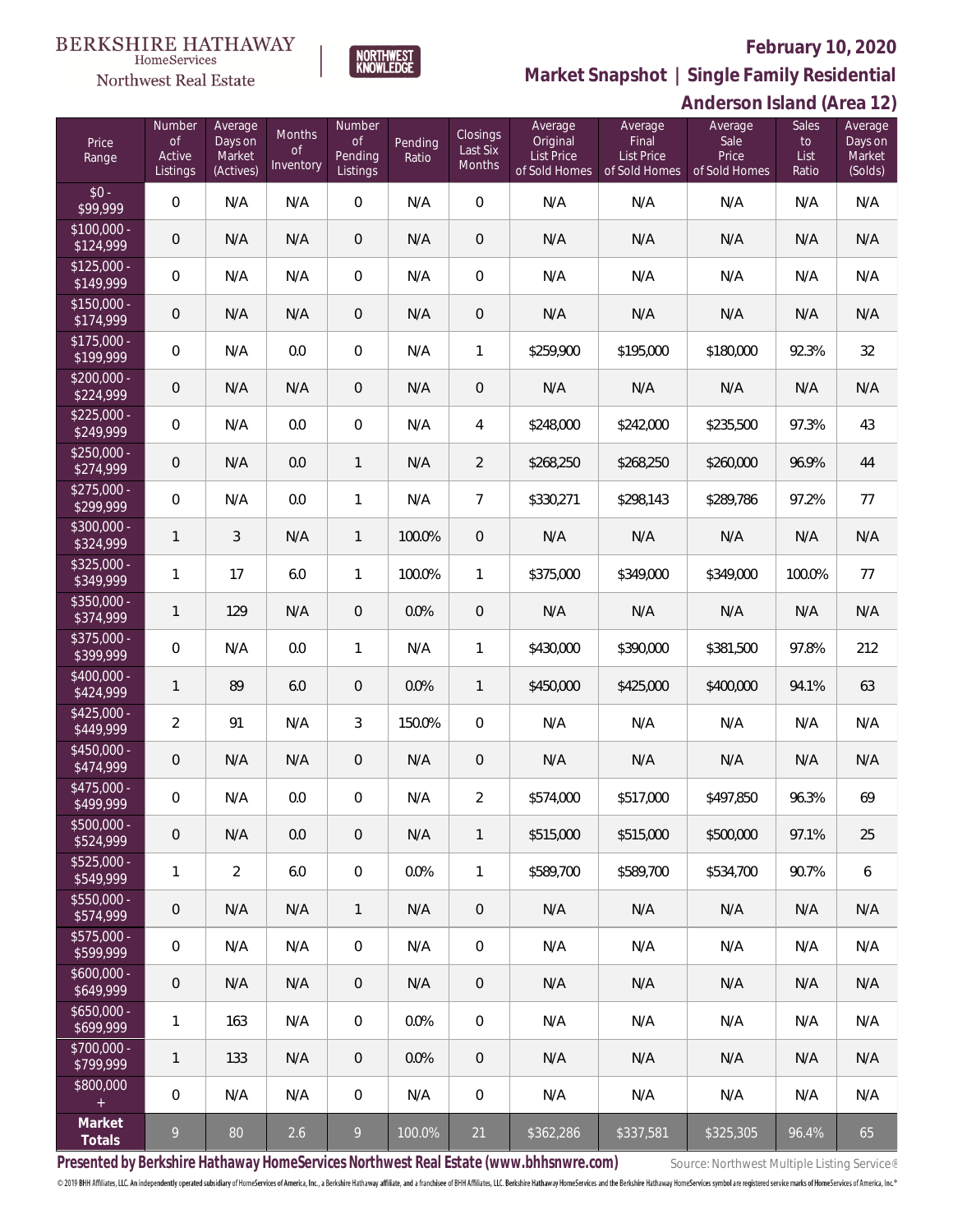BERKSHIRE HATHAWAY HomeServices Northwest Real Estate

NORTHWEST KNOWLEDGE

## February 10, 2020

## Market Snapshot | Single Family Residential

## Anderson Island (Area 12)

| Price Range | Number of Active Listings | Average Days on Market (Actives) | Months of Inventory | Number of Pending Listings | Pending Ratio | Closings Last Six Months | Average Original List Price of Sold Homes | Average Final List Price of Sold Homes | Average Sale Price of Sold Homes | Sales to List Ratio | Average Days on Market (Solds) |
|---|---|---|---|---|---|---|---|---|---|---|---|
| $0 - $99,999 | 0 | N/A | N/A | 0 | N/A | 0 | N/A | N/A | N/A | N/A | N/A |
| $100,000 - $124,999 | 0 | N/A | N/A | 0 | N/A | 0 | N/A | N/A | N/A | N/A | N/A |
| $125,000 - $149,999 | 0 | N/A | N/A | 0 | N/A | 0 | N/A | N/A | N/A | N/A | N/A |
| $150,000 - $174,999 | 0 | N/A | N/A | 0 | N/A | 0 | N/A | N/A | N/A | N/A | N/A |
| $175,000 - $199,999 | 0 | N/A | 0.0 | 0 | N/A | 1 | $259,900 | $195,000 | $180,000 | 92.3% | 32 |
| $200,000 - $224,999 | 0 | N/A | N/A | 0 | N/A | 0 | N/A | N/A | N/A | N/A | N/A |
| $225,000 - $249,999 | 0 | N/A | 0.0 | 0 | N/A | 4 | $248,000 | $242,000 | $235,500 | 97.3% | 43 |
| $250,000 - $274,999 | 0 | N/A | 0.0 | 1 | N/A | 2 | $268,250 | $268,250 | $260,000 | 96.9% | 44 |
| $275,000 - $299,999 | 0 | N/A | 0.0 | 1 | N/A | 7 | $330,271 | $298,143 | $289,786 | 97.2% | 77 |
| $300,000 - $324,999 | 1 | 3 | N/A | 1 | 100.0% | 0 | N/A | N/A | N/A | N/A | N/A |
| $325,000 - $349,999 | 1 | 17 | 6.0 | 1 | 100.0% | 1 | $375,000 | $349,000 | $349,000 | 100.0% | 77 |
| $350,000 - $374,999 | 1 | 129 | N/A | 0 | 0.0% | 0 | N/A | N/A | N/A | N/A | N/A |
| $375,000 - $399,999 | 0 | N/A | 0.0 | 1 | N/A | 1 | $430,000 | $390,000 | $381,500 | 97.8% | 212 |
| $400,000 - $424,999 | 1 | 89 | 6.0 | 0 | 0.0% | 1 | $450,000 | $425,000 | $400,000 | 94.1% | 63 |
| $425,000 - $449,999 | 2 | 91 | N/A | 3 | 150.0% | 0 | N/A | N/A | N/A | N/A | N/A |
| $450,000 - $474,999 | 0 | N/A | N/A | 0 | N/A | 0 | N/A | N/A | N/A | N/A | N/A |
| $475,000 - $499,999 | 0 | N/A | 0.0 | 0 | N/A | 2 | $574,000 | $517,000 | $497,850 | 96.3% | 69 |
| $500,000 - $524,999 | 0 | N/A | 0.0 | 0 | N/A | 1 | $515,000 | $515,000 | $500,000 | 97.1% | 25 |
| $525,000 - $549,999 | 1 | 2 | 6.0 | 0 | 0.0% | 1 | $589,700 | $589,700 | $534,700 | 90.7% | 6 |
| $550,000 - $574,999 | 0 | N/A | N/A | 1 | N/A | 0 | N/A | N/A | N/A | N/A | N/A |
| $575,000 - $599,999 | 0 | N/A | N/A | 0 | N/A | 0 | N/A | N/A | N/A | N/A | N/A |
| $600,000 - $649,999 | 0 | N/A | N/A | 0 | N/A | 0 | N/A | N/A | N/A | N/A | N/A |
| $650,000 - $699,999 | 1 | 163 | N/A | 0 | 0.0% | 0 | N/A | N/A | N/A | N/A | N/A |
| $700,000 - $799,999 | 1 | 133 | N/A | 0 | 0.0% | 0 | N/A | N/A | N/A | N/A | N/A |
| $800,000 + | 0 | N/A | N/A | 0 | N/A | 0 | N/A | N/A | N/A | N/A | N/A |
| **Market Totals** | 9 | 80 | 2.6 | 9 | 100.0% | 21 | $362,286 | $337,581 | $325,305 | 96.4% | 65 |

**Presented by Berkshire Hathaway HomeServices Northwest Real Estate (www.bhhsnwre.com)**

Source: Northwest Multiple Listing Service®

© 2019 BHH Affiliates, LLC. An independently operated subsidiary of HomeServices of America, Inc., a Berkshire Hathaway affiliate, and a franchisee of BHH Affiliates, LLC. Berkshire Hathaway HomeServices and the Berkshire Hathaway HomeServices symbol are registered service marks of HomeServices of America, Inc.®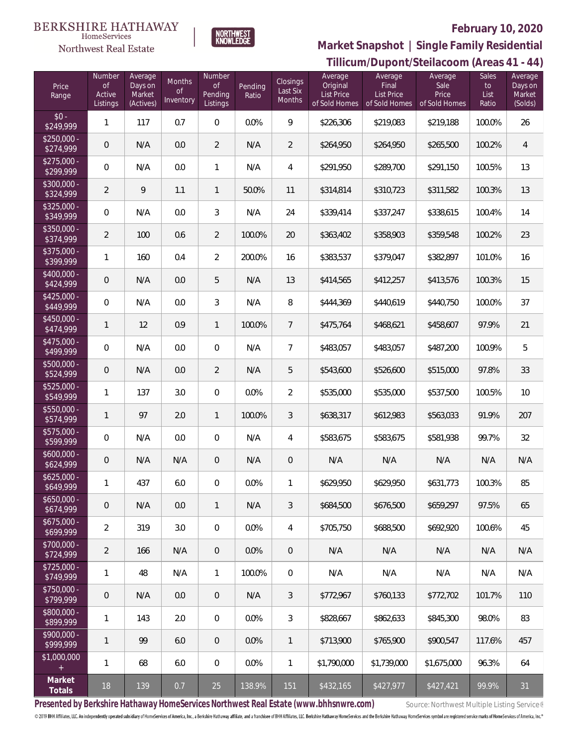BERKSHIRE HATHAWAY HomeServices Northwest Real Estate

NORTHWEST KNOWLEDGE

# February 10, 2020

## Market Snapshot | Single Family Residential

## Tillicum/Dupont/Steilacoom (Areas 41 - 44)

| Price Range | Number of Active Listings | Average Days on Market (Actives) | Months of Inventory | Number of Pending Listings | Pending Ratio | Closings Last Six Months | Average Original List Price of Sold Homes | Average Final List Price of Sold Homes | Average Sale Price of Sold Homes | Sales to List Ratio | Average Days on Market (Solds) |
|---|---|---|---|---|---|---|---|---|---|---|---|
| $0 - $249,999 | 1 | 117 | 0.7 | 0 | 0.0% | 9 | $226,306 | $219,083 | $219,188 | 100.0% | 26 |
| $250,000 - $274,999 | 0 | N/A | 0.0 | 2 | N/A | 2 | $264,950 | $264,950 | $265,500 | 100.2% | 4 |
| $275,000 - $299,999 | 0 | N/A | 0.0 | 1 | N/A | 4 | $291,950 | $289,700 | $291,150 | 100.5% | 13 |
| $300,000 - $324,999 | 2 | 9 | 1.1 | 1 | 50.0% | 11 | $314,814 | $310,723 | $311,582 | 100.3% | 13 |
| $325,000 - $349,999 | 0 | N/A | 0.0 | 3 | N/A | 24 | $339,414 | $337,247 | $338,615 | 100.4% | 14 |
| $350,000 - $374,999 | 2 | 100 | 0.6 | 2 | 100.0% | 20 | $363,402 | $358,903 | $359,548 | 100.2% | 23 |
| $375,000 - $399,999 | 1 | 160 | 0.4 | 2 | 200.0% | 16 | $383,537 | $379,047 | $382,897 | 101.0% | 16 |
| $400,000 - $424,999 | 0 | N/A | 0.0 | 5 | N/A | 13 | $414,565 | $412,257 | $413,576 | 100.3% | 15 |
| $425,000 - $449,999 | 0 | N/A | 0.0 | 3 | N/A | 8 | $444,369 | $440,619 | $440,750 | 100.0% | 37 |
| $450,000 - $474,999 | 1 | 12 | 0.9 | 1 | 100.0% | 7 | $475,764 | $468,621 | $458,607 | 97.9% | 21 |
| $475,000 - $499,999 | 0 | N/A | 0.0 | 0 | N/A | 7 | $483,057 | $483,057 | $487,200 | 100.9% | 5 |
| $500,000 - $524,999 | 0 | N/A | 0.0 | 2 | N/A | 5 | $543,600 | $526,600 | $515,000 | 97.8% | 33 |
| $525,000 - $549,999 | 1 | 137 | 3.0 | 0 | 0.0% | 2 | $535,000 | $535,000 | $537,500 | 100.5% | 10 |
| $550,000 - $574,999 | 1 | 97 | 2.0 | 1 | 100.0% | 3 | $638,317 | $612,983 | $563,033 | 91.9% | 207 |
| $575,000 - $599,999 | 0 | N/A | 0.0 | 0 | N/A | 4 | $583,675 | $583,675 | $581,938 | 99.7% | 32 |
| $600,000 - $624,999 | 0 | N/A | N/A | 0 | N/A | 0 | N/A | N/A | N/A | N/A | N/A |
| $625,000 - $649,999 | 1 | 437 | 6.0 | 0 | 0.0% | 1 | $629,950 | $629,950 | $631,773 | 100.3% | 85 |
| $650,000 - $674,999 | 0 | N/A | 0.0 | 1 | N/A | 3 | $684,500 | $676,500 | $659,297 | 97.5% | 65 |
| $675,000 - $699,999 | 2 | 319 | 3.0 | 0 | 0.0% | 4 | $705,750 | $688,500 | $692,920 | 100.6% | 45 |
| $700,000 - $724,999 | 2 | 166 | N/A | 0 | 0.0% | 0 | N/A | N/A | N/A | N/A | N/A |
| $725,000 - $749,999 | 1 | 48 | N/A | 1 | 100.0% | 0 | N/A | N/A | N/A | N/A | N/A |
| $750,000 - $799,999 | 0 | N/A | 0.0 | 0 | N/A | 3 | $772,967 | $760,133 | $772,702 | 101.7% | 110 |
| $800,000 - $899,999 | 1 | 143 | 2.0 | 0 | 0.0% | 3 | $828,667 | $862,633 | $845,300 | 98.0% | 83 |
| $900,000 - $999,999 | 1 | 99 | 6.0 | 0 | 0.0% | 1 | $713,900 | $765,900 | $900,547 | 117.6% | 457 |
| $1,000,000 + | 1 | 68 | 6.0 | 0 | 0.0% | 1 | $1,790,000 | $1,739,000 | $1,675,000 | 96.3% | 64 |
| **Market Totals** | 18 | 139 | 0.7 | 25 | 138.9% | 151 | $432,165 | $427,977 | $427,421 | 99.9% | 31 |

**Presented by Berkshire Hathaway HomeServices Northwest Real Estate (www.bhhsnwre.com)** Source: Northwest Multiple Listing Service®

© 2019 BHH Affiliates, LLC. An independently operated subsidiary of HomeServices of America, Inc., a Berkshire Hathaway affiliate, and a franchisee of BHH Affiliates, LLC. Berkshire Hathaway HomeServices and the Berkshire Hathaway HomeServices symbol are registered service marks of HomeServices of America, Inc.®